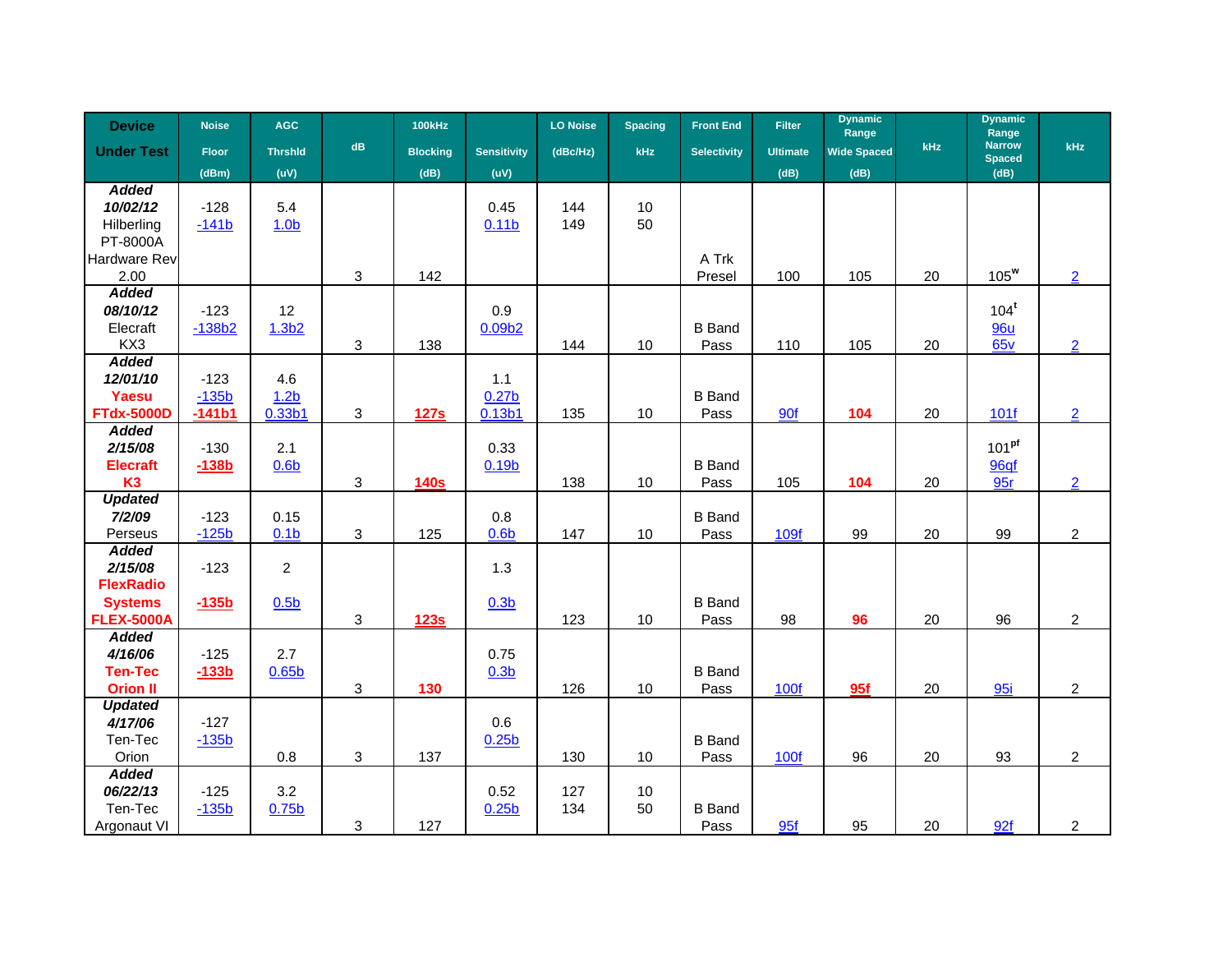| Device Under Test | Noise Floor (dBm) | AGC Thrshld (uV) | dB | 100kHz Blocking (dB) | Sensitivity (uV) | LO Noise (dBc/Hz) | Spacing kHz | Front End Selectivity | Filter Ultimate (dB) | Dynamic Range Wide Spaced (dB) | kHz | Dynamic Range Narrow Spaced (dB) | kHz |
|---|---|---|---|---|---|---|---|---|---|---|---|---|---|
| ***Added 10/02/12*** Hilberling PT-8000A Hardware Rev 2.00 | -128 -141b | 5.4 1.0b | 3 | 142 | 0.45 0.11b | 144 149 | 10 50 | A Trk Presel | 100 | 105 | 20 | 105w | 2 |
| ***Added 08/10/12*** Elecraft KX3 | -123 -138b2 | 12 1.3b2 | 3 | 138 | 0.9 0.09b2 | 144 | 10 | B Band Pass | 110 | 105 | 20 | 104t 96u 65v | 2 |
| ***Added 12/01/10*** **Yaesu FTdx-5000D** | -123 -135b **-141b1** | 4.6 1.2b 0.33b1 | 3 | **127s** | 1.1 0.27b 0.13b1 | 135 | 10 | B Band Pass | 90f | **104** | 20 | 101f | 2 |
| ***Added 2/15/08*** **Elecraft K3** | -130 **-138b** | 2.1 0.6b | 3 | **140s** | 0.33 0.19b | 138 | 10 | B Band Pass | 105 | **104** | 20 | 101pf 96qf 95r | 2 |
| ***Updated 7/2/09*** Perseus | -123 -125b | 0.15 0.1b | 3 | 125 | 0.8 0.6b | 147 | 10 | B Band Pass | 109f | 99 | 20 | 99 | 2 |
| ***Added 2/15/08*** **FlexRadio Systems FLEX-5000A** | -123 **-135b** | 2 0.5b | 3 | **123s** | 1.3 0.3b | 123 | 10 | B Band Pass | 98 | **96** | 20 | 96 | 2 |
| ***Added 4/16/06*** **Ten-Tec Orion II** | -125 **-133b** | 2.7 0.65b | 3 | **130** | 0.75 0.3b | 126 | 10 | B Band Pass | 100f | **95f** | 20 | 95i | 2 |
| ***Updated 4/17/06*** Ten-Tec Orion | -127 -135b | 0.8 | 3 | 137 | 0.6 0.25b | 130 | 10 | B Band Pass | 100f | 96 | 20 | 93 | 2 |
| ***Added 06/22/13*** Ten-Tec Argonaut VI | -125 -135b | 3.2 0.75b | 3 | 127 | 0.52 0.25b | 127 134 | 10 50 | B Band Pass | 95f | 95 | 20 | 92f | 2 |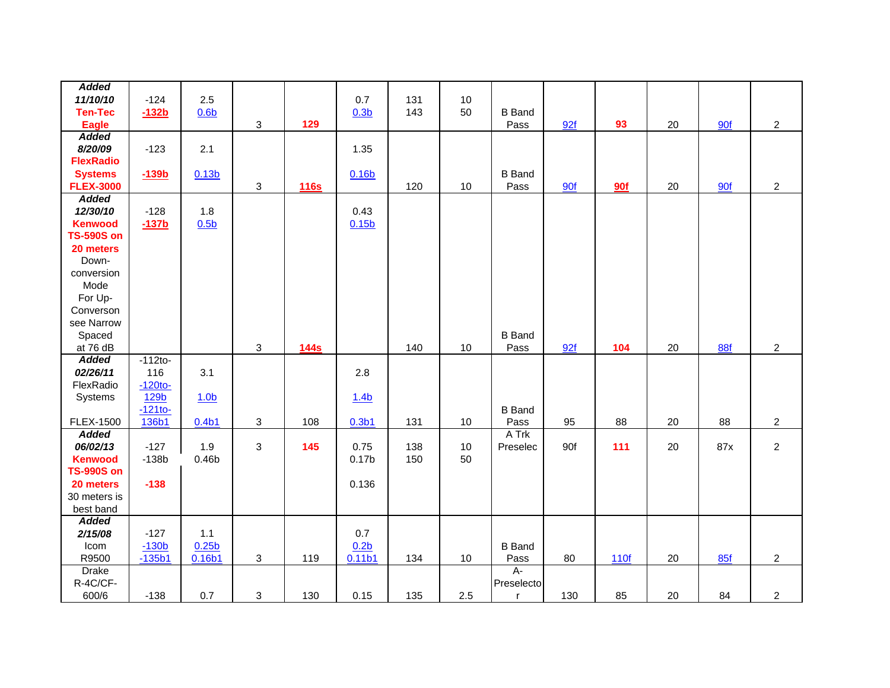| | | | | | | | | | | | | | |
|---|---|---|---|---|---|---|---|---|---|---|---|---|---|
| ***Added 11/10/10*** **Ten-Tec Eagle** | -124 -132b | 2.5 0.6b | 3 | **129** | 0.7 0.3b | 131 143 | 10 50 | B Band Pass | 92f | **93** | 20 | 90f | 2 |
| ***Added 8/20/09*** **FlexRadio Systems FLEX-3000** | -123 -139b | 2.1 0.13b | 3 | **116s** | 1.35 0.16b | 120 | 10 | B Band Pass | 90f | **90f** | 20 | 90f | 2 |
| ***Added 12/30/10*** **Kenwood TS-590S on 20 meters** Down-conversion Mode For Up-Converson see Narrow Spaced at 76 dB | -128 -137b | 1.8 0.5b | 3 | **144s** | 0.43 0.15b | 140 | 10 | B Band Pass | 92f | **104** | 20 | 88f | 2 |
| ***Added 02/26/11*** FlexRadio Systems FLEX-1500 | -112to-116 -120to-129b -121to-136b1 | 3.1 1.0b 0.4b1 | 3 | 108 | 2.8 1.4b 0.3b1 | 131 | 10 | B Band Pass | 95 | 88 | 20 | 88 | 2 |
| ***Added 06/02/13*** **Kenwood TS-990S on 20 meters** 30 meters is best band | -127 -138b **-138** | 1.9 0.46b | 3 | **145** | 0.75 0.17b 0.136 | 138 150 | 10 50 | A Trk Preselec | 90f | **111** | 20 | 87x | 2 |
| ***Added 2/15/08*** Icom R9500 | -127 -130b -135b1 | 1.1 0.25b 0.16b1 | 3 | 119 | 0.7 0.2b 0.11b1 | 134 | 10 | B Band Pass | 80 | 110f | 20 | 85f | 2 |
| Drake R-4C/CF-600/6 | -138 | 0.7 | 3 | 130 | 0.15 | 135 | 2.5 | A-Preselector | 130 | 85 | 20 | 84 | 2 |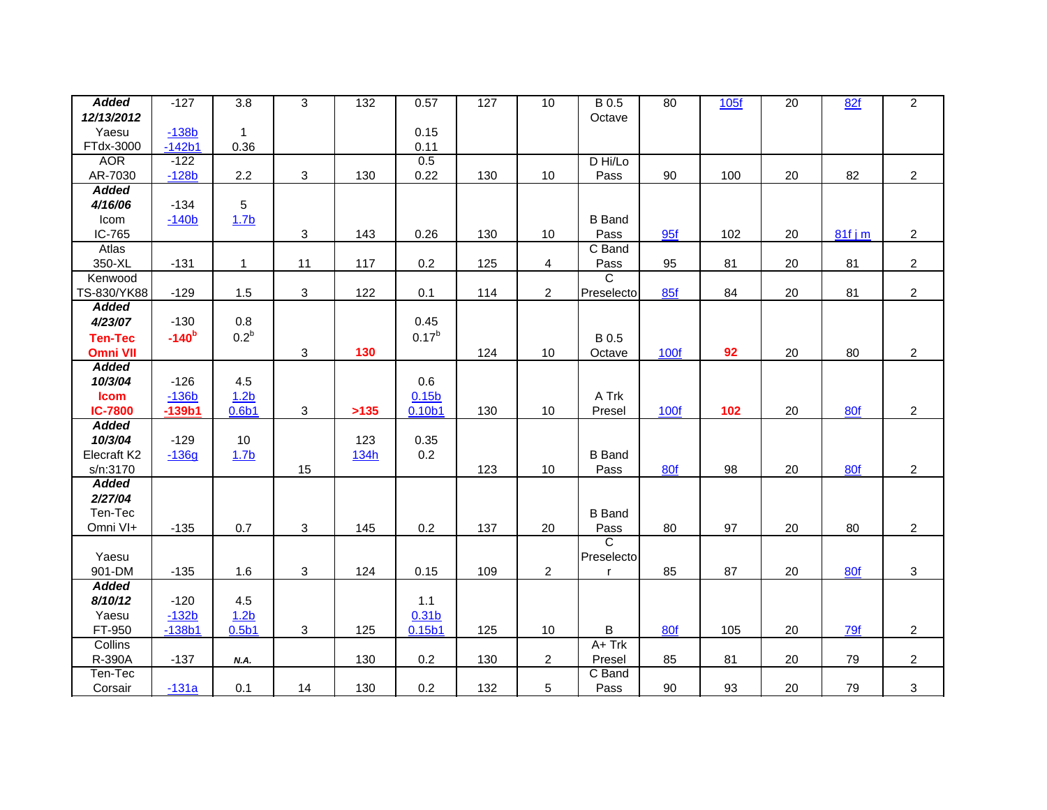| *Added 12/13/2012* Yaesu FTdx-3000 | -127 -138b -142b1 | 3.8 1 0.36 | 3 | 132 | 0.57 0.15 0.11 | 127 | 10 | B 0.5 Octave | 80 | 105f | 20 | 82f | 2 |
|---|---|---|---|---|---|---|---|---|---|---|---|---|---|
| AOR AR-7030 | -122 -128b | 2.2 | 3 | 130 | 0.5 0.22 | 130 | 10 | D Hi/Lo Pass | 90 | 100 | 20 | 82 | 2 |
| *Added 4/16/06* Icom IC-765 | -134 -140b | 5 1.7b | 3 | 143 | 0.26 | 130 | 10 | B Band Pass | 95f | 102 | 20 | 81f j m | 2 |
| Atlas 350-XL | -131 | 1 | 11 | 117 | 0.2 | 125 | 4 | C Band Pass | 95 | 81 | 20 | 81 | 2 |
| Kenwood TS-830/YK88 | -129 | 1.5 | 3 | 122 | 0.1 | 114 | 2 | C Preselecto | 85f | 84 | 20 | 81 | 2 |
| *Added 4/23/07* **Ten-Tec Omni VII** | -130 **-140b** | 0.8 0.2b | 3 | **130** | 0.45 0.17b | 124 | 10 | B 0.5 Octave | 100f | **92** | 20 | 80 | 2 |
| *Added 10/3/04* **Icom IC-7800** | -126 -136b **-139b1** | 4.5 1.2b 0.6b1 | 3 | **>135** | 0.6 0.15b 0.10b1 | 130 | 10 | A Trk Presel | 100f | **102** | 20 | 80f | 2 |
| *Added 10/3/04* Elecraft K2 s/n:3170 | -129 -136g | 10 1.7b | 15 | 123 134h | 0.35 0.2 | 123 | 10 | B Band Pass | 80f | 98 | 20 | 80f | 2 |
| *Added 2/27/04* Ten-Tec Omni VI+ | -135 | 0.7 | 3 | 145 | 0.2 | 137 | 20 | B Band Pass | 80 | 97 | 20 | 80 | 2 |
| Yaesu 901-DM | -135 | 1.6 | 3 | 124 | 0.15 | 109 | 2 | C Preselector | 85 | 87 | 20 | 80f | 3 |
| *Added 8/10/12* Yaesu FT-950 | -120 -132b -138b1 | 4.5 1.2b 0.5b1 | 3 | 125 | 1.1 0.31b 0.15b1 | 125 | 10 | B | 80f | 105 | 20 | 79f | 2 |
| Collins R-390A | -137 | N.A. | | 130 | 0.2 | 130 | 2 | A+ Trk Presel | 85 | 81 | 20 | 79 | 2 |
| Ten-Tec Corsair | -131a | 0.1 | 14 | 130 | 0.2 | 132 | 5 | C Band Pass | 90 | 93 | 20 | 79 | 3 |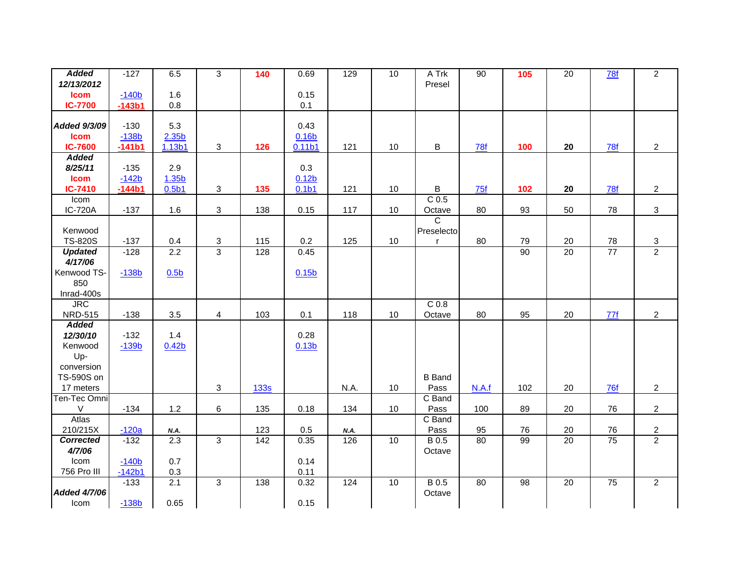| | | | | | | | | | | | | | |
|---|---|---|---|---|---|---|---|---|---|---|---|---|---|
| ***Added 12/13/2012*** **Icom IC-7700** | -127 -140b **-143b1** | 6.5 1.6 0.8 | 3 | **140** | 0.69 0.15 0.1 | 129 | 10 | A Trk Presel | 90 | **105** | 20 | 78f | 2 |
| ***Added 9/3/09*** **Icom IC-7600** | -130 -138b **-141b1** | 5.3 2.35b 1.13b1 | 3 | **126** | 0.43 0.16b 0.11b1 | 121 | 10 | B | 78f | **100** | **20** | 78f | 2 |
| ***Added 8/25/11*** **Icom IC-7410** | -135 -142b **-144b1** | 2.9 1.35b 0.5b1 | 3 | **135** | 0.3 0.12b 0.1b1 | 121 | 10 | B | 75f | **102** | **20** | 78f | 2 |
| Icom IC-720A | -137 | 1.6 | 3 | 138 | 0.15 | 117 | 10 | C 0.5 Octave | 80 | 93 | 50 | 78 | 3 |
| Kenwood TS-820S | -137 | 0.4 | 3 | 115 | 0.2 | 125 | 10 | C Preselector | 80 | 79 | 20 | 78 | 3 |
| ***Updated 4/17/06*** Kenwood TS-850 Inrad-400s | -128 -138b | 2.2 0.5b | 3 | 128 | 0.45 0.15b | | | | | 90 | 20 | 77 | 2 |
| JRC NRD-515 | -138 | 3.5 | 4 | 103 | 0.1 | 118 | 10 | C 0.8 Octave | 80 | 95 | 20 | 77f | 2 |
| ***Added 12/30/10*** Kenwood Up-conversion TS-590S on 17 meters | -132 -139b | 1.4 0.42b | 3 | 133s | 0.28 0.13b | N.A. | 10 | B Band Pass | N.A.f | 102 | 20 | 76f | 2 |
| Ten-Tec Omni V | -134 | 1.2 | 6 | 135 | 0.18 | 134 | 10 | C Band Pass | 100 | 89 | 20 | 76 | 2 |
| Atlas 210/215X | -120a | *N.A.* | | 123 | 0.5 | *N.A.* | | C Band Pass | 95 | 76 | 20 | 76 | 2 |
| ***Corrected 4/7/06*** Icom 756 Pro III | -132 -140b -142b1 | 2.3 0.7 0.3 | 3 | 142 | 0.35 0.14 0.11 | 126 | 10 | B 0.5 Octave | 80 | 99 | 20 | 75 | 2 |
| ***Added 4/7/06*** Icom | -133 -138b | 2.1 0.65 | 3 | 138 | 0.32 0.15 | 124 | 10 | B 0.5 Octave | 80 | 98 | 20 | 75 | 2 |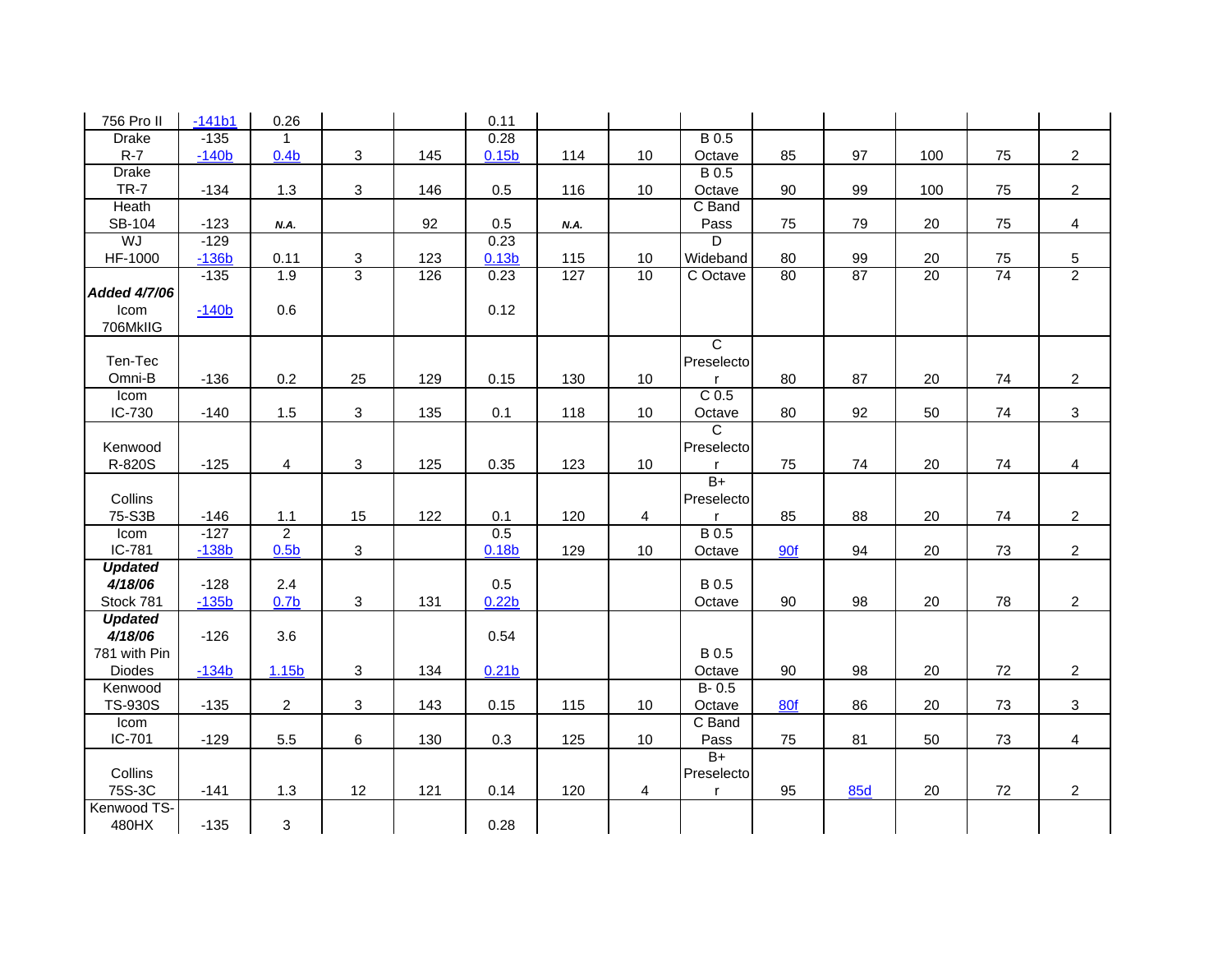| | | | | | | | | | | | | | | |
|---|---|---|---|---|---|---|---|---|---|---|---|---|---|---|
| 756 Pro II | -141b1 | 0.26 | | | 0.11 | | | | | | | | | |
| Drake R-7 | -135 -140b | 1 0.4b | 3 | 145 | 0.28 0.15b | 114 | 10 | B 0.5 Octave | 85 | 97 | 100 | 75 | 2 | |
| Drake TR-7 | -134 | 1.3 | 3 | 146 | 0.5 | 116 | 10 | B 0.5 Octave | 90 | 99 | 100 | 75 | 2 | |
| Heath SB-104 | -123 | *N.A.* | | 92 | 0.5 | *N.A.* | | C Band Pass | 75 | 79 | 20 | 75 | 4 | |
| WJ HF-1000 | -129 -136b | 0.11 | 3 | 123 | 0.23 0.13b | 115 | 10 | D Wideband | 80 | 99 | 20 | 75 | 5 | |
| ***Added 4/7/06*** Icom 706MkIIG | -135 -140b | 1.9 0.6 | 3 | 126 | 0.23 0.12 | 127 | 10 | C Octave | 80 | 87 | 20 | 74 | 2 | |
| Ten-Tec Omni-B | -136 | 0.2 | 25 | 129 | 0.15 | 130 | 10 | C Preselector | 80 | 87 | 20 | 74 | 2 | |
| Icom IC-730 | -140 | 1.5 | 3 | 135 | 0.1 | 118 | 10 | C 0.5 Octave | 80 | 92 | 50 | 74 | 3 | |
| Kenwood R-820S | -125 | 4 | 3 | 125 | 0.35 | 123 | 10 | C Preselector | 75 | 74 | 20 | 74 | 4 | |
| Collins 75-S3B | -146 | 1.1 | 15 | 122 | 0.1 | 120 | 4 | B+ Preselector | 85 | 88 | 20 | 74 | 2 | |
| Icom IC-781 | -127 -138b | 2 0.5b | 3 | | 0.5 0.18b | 129 | 10 | B 0.5 Octave | 90f | 94 | 20 | 73 | 2 | |
| ***Updated 4/18/06*** Stock 781 | -128 -135b | 2.4 0.7b | 3 | 131 | 0.5 0.22b | | | B 0.5 Octave | 90 | 98 | 20 | 78 | 2 | |
| ***Updated 4/18/06*** 781 with Pin Diodes | -126 -134b | 3.6 1.15b | 3 | 134 | 0.54 0.21b | | | B 0.5 Octave | 90 | 98 | 20 | 72 | 2 | |
| Kenwood TS-930S | -135 | 2 | 3 | 143 | 0.15 | 115 | 10 | B- 0.5 Octave | 80f | 86 | 20 | 73 | 3 | |
| Icom IC-701 | -129 | 5.5 | 6 | 130 | 0.3 | 125 | 10 | C Band Pass | 75 | 81 | 50 | 73 | 4 | |
| Collins 75S-3C | -141 | 1.3 | 12 | 121 | 0.14 | 120 | 4 | B+ Preselector | 95 | 85d | 20 | 72 | 2 | |
| Kenwood TS-480HX | -135 | 3 | | | 0.28 | | | | | | | | | |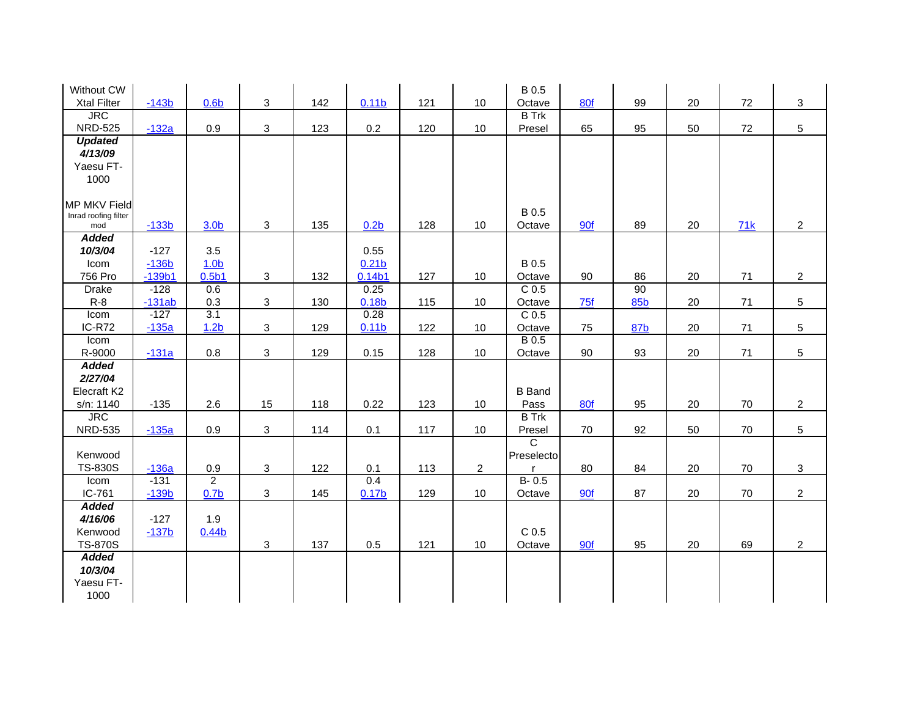| | | | | | | | | | | | | | |
|---|---|---|---|---|---|---|---|---|---|---|---|---|---|
| Without CW Xtal Filter | -143b | 0.6b | 3 | 142 | 0.11b | 121 | 10 | B 0.5 Octave | 80f | 99 | 20 | 72 | 3 |
| JRC NRD-525 | -132a | 0.9 | 3 | 123 | 0.2 | 120 | 10 | B Trk Presel | 65 | 95 | 50 | 72 | 5 |
| ***Updated 4/13/09*** Yaesu FT-1000 MP MKV Field Inrad roofing filter mod | -133b | 3.0b | 3 | 135 | 0.2b | 128 | 10 | B 0.5 Octave | 90f | 89 | 20 | 71k | 2 |
| ***Added 10/3/04*** Icom 756 Pro | -127 -136b -139b1 | 3.5 1.0b 0.5b1 | 3 | 132 | 0.55 0.21b 0.14b1 | 127 | 10 | B 0.5 Octave | 90 | 86 | 20 | 71 | 2 |
| Drake R-8 | -128 -131ab | 0.6 0.3 | 3 | 130 | 0.25 0.18b | 115 | 10 | C 0.5 Octave | 75f | 90 85b | 20 | 71 | 5 |
| Icom IC-R72 | -127 -135a | 3.1 1.2b | 3 | 129 | 0.28 0.11b | 122 | 10 | C 0.5 Octave | 75 | 87b | 20 | 71 | 5 |
| Icom R-9000 | -131a | 0.8 | 3 | 129 | 0.15 | 128 | 10 | B 0.5 Octave | 90 | 93 | 20 | 71 | 5 |
| ***Added 2/27/04*** Elecraft K2 s/n: 1140 | -135 | 2.6 | 15 | 118 | 0.22 | 123 | 10 | B Band Pass | 80f | 95 | 20 | 70 | 2 |
| JRC NRD-535 | -135a | 0.9 | 3 | 114 | 0.1 | 117 | 10 | B Trk Presel | 70 | 92 | 50 | 70 | 5 |
| Kenwood TS-830S | -136a | 0.9 | 3 | 122 | 0.1 | 113 | 2 | C Preselector | 80 | 84 | 20 | 70 | 3 |
| Icom IC-761 | -131 -139b | 2 0.7b | 3 | 145 | 0.4 0.17b | 129 | 10 | B- 0.5 Octave | 90f | 87 | 20 | 70 | 2 |
| ***Added 4/16/06*** Kenwood TS-870S | -127 -137b | 1.9 0.44b | 3 | 137 | 0.5 | 121 | 10 | C 0.5 Octave | 90f | 95 | 20 | 69 | 2 |
| ***Added 10/3/04*** Yaesu FT-1000 | | | | | | | | | | | | | |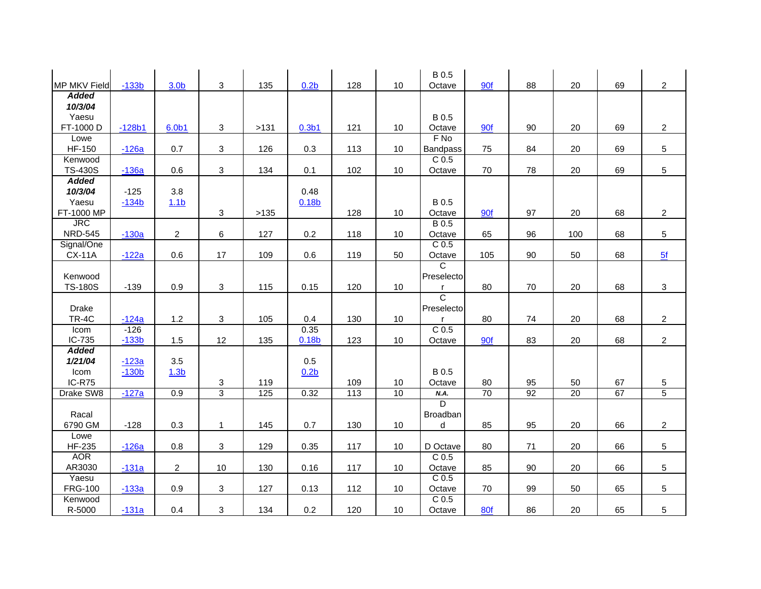| | | | | | | | | | | | | | |
|---|---|---|---|---|---|---|---|---|---|---|---|---|---|
| MP MKV Field | -133b | 3.0b | 3 | 135 | 0.2b | 128 | 10 | B 0.5 Octave | 90f | 88 | 20 | 69 | 2 |
| ***Added 10/3/04*** Yaesu FT-1000 D | -128b1 | 6.0b1 | 3 | >131 | 0.3b1 | 121 | 10 | B 0.5 Octave | 90f | 90 | 20 | 69 | 2 |
| Lowe HF-150 | -126a | 0.7 | 3 | 126 | 0.3 | 113 | 10 | F No Bandpass | 75 | 84 | 20 | 69 | 5 |
| Kenwood TS-430S | -136a | 0.6 | 3 | 134 | 0.1 | 102 | 10 | C 0.5 Octave | 70 | 78 | 20 | 69 | 5 |
| ***Added 10/3/04*** Yaesu FT-1000 MP | -125 -134b | 3.8 1.1b | 3 | >135 | 0.48 0.18b | 128 | 10 | B 0.5 Octave | 90f | 97 | 20 | 68 | 2 |
| JRC NRD-545 | -130a | 2 | 6 | 127 | 0.2 | 118 | 10 | B 0.5 Octave | 65 | 96 | 100 | 68 | 5 |
| Signal/One CX-11A | -122a | 0.6 | 17 | 109 | 0.6 | 119 | 50 | C 0.5 Octave | 105 | 90 | 50 | 68 | 5f |
| Kenwood TS-180S | -139 | 0.9 | 3 | 115 | 0.15 | 120 | 10 | C Preselector | 80 | 70 | 20 | 68 | 3 |
| Drake TR-4C | -124a | 1.2 | 3 | 105 | 0.4 | 130 | 10 | C Preselector | 80 | 74 | 20 | 68 | 2 |
| Icom IC-735 | -126 -133b | 1.5 | 12 | 135 | 0.35 0.18b | 123 | 10 | C 0.5 Octave | 90f | 83 | 20 | 68 | 2 |
| ***Added 1/21/04*** Icom IC-R75 | -123a -130b | 3.5 1.3b | 3 | 119 | 0.5 0.2b | 109 | 10 | B 0.5 Octave | 80 | 95 | 50 | 67 | 5 |
| Drake SW8 | -127a | 0.9 | 3 | 125 | 0.32 | 113 | 10 | ***N.A.*** | 70 | 92 | 20 | 67 | 5 |
| Racal 6790 GM | -128 | 0.3 | 1 | 145 | 0.7 | 130 | 10 | D Broadband | 85 | 95 | 20 | 66 | 2 |
| Lowe HF-235 | -126a | 0.8 | 3 | 129 | 0.35 | 117 | 10 | D Octave | 80 | 71 | 20 | 66 | 5 |
| AOR AR3030 | -131a | 2 | 10 | 130 | 0.16 | 117 | 10 | C 0.5 Octave | 85 | 90 | 20 | 66 | 5 |
| Yaesu FRG-100 | -133a | 0.9 | 3 | 127 | 0.13 | 112 | 10 | C 0.5 Octave | 70 | 99 | 50 | 65 | 5 |
| Kenwood R-5000 | -131a | 0.4 | 3 | 134 | 0.2 | 120 | 10 | C 0.5 Octave | 80f | 86 | 20 | 65 | 5 |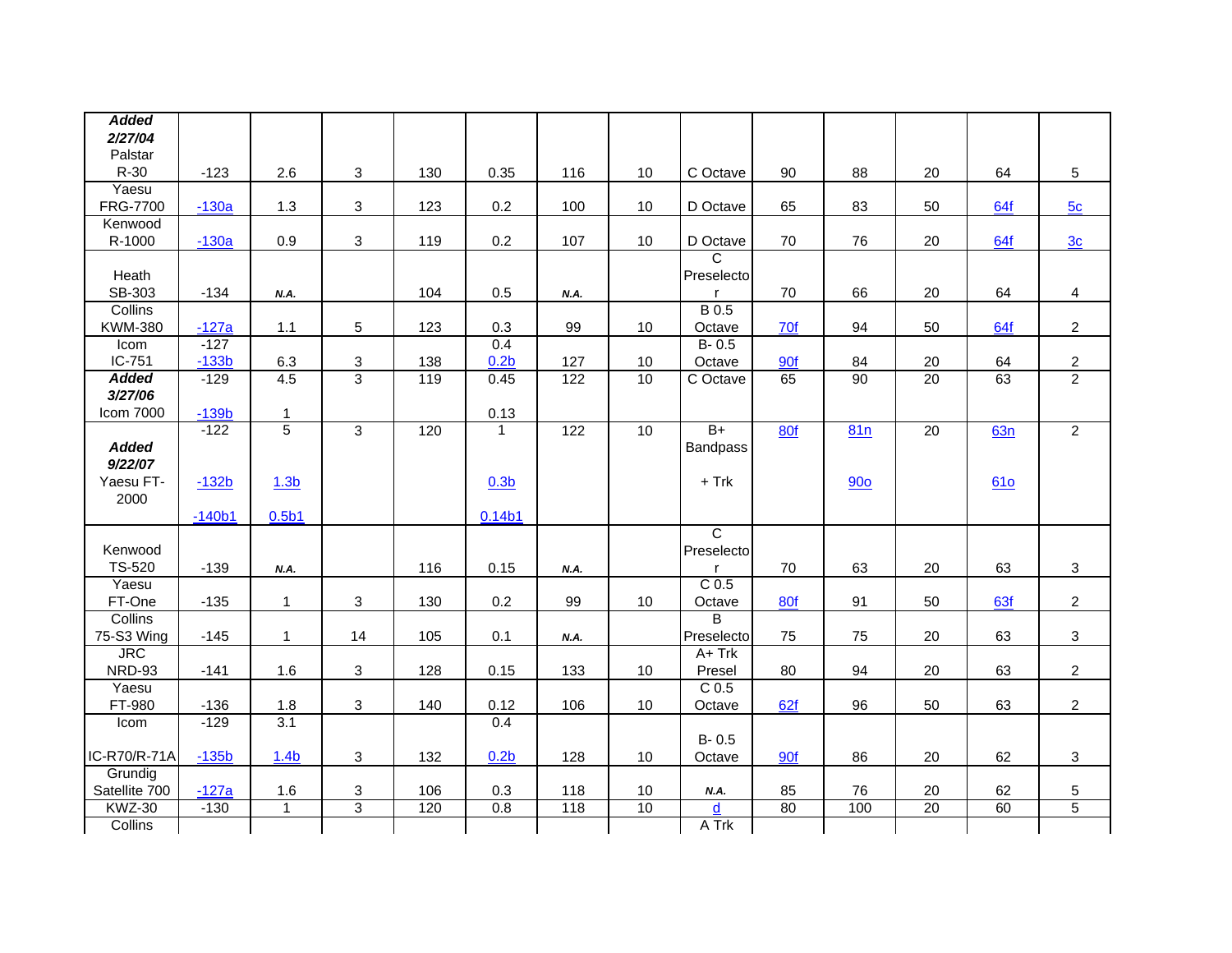| | | | | | | | | | | | | | |
|---|---|---|---|---|---|---|---|---|---|---|---|---|---|
| ***Added 2/27/04*** Palstar R-30 | -123 | 2.6 | 3 | 130 | 0.35 | 116 | 10 | C Octave | 90 | 88 | 20 | 64 | 5 |
| Yaesu FRG-7700 | -130a | 1.3 | 3 | 123 | 0.2 | 100 | 10 | D Octave | 65 | 83 | 50 | 64f | 5c |
| Kenwood R-1000 | -130a | 0.9 | 3 | 119 | 0.2 | 107 | 10 | D Octave | 70 | 76 | 20 | 64f | 3c |
| Heath SB-303 | -134 | *N.A.* | | 104 | 0.5 | *N.A.* | | C Preselector | 70 | 66 | 20 | 64 | 4 |
| Collins KWM-380 | -127a | 1.1 | 5 | 123 | 0.3 | 99 | 10 | B 0.5 Octave | 70f | 94 | 50 | 64f | 2 |
| Icom IC-751 | -127 -133b | 6.3 | 3 | 138 | 0.4 0.2b | 127 | 10 | B- 0.5 Octave | 90f | 84 | 20 | 64 | 2 |
| ***Added 3/27/06*** Icom 7000 | -129 -139b | 4.5 1 | 3 | 119 | 0.45 0.13 | 122 | 10 | C Octave | 65 | 90 | 20 | 63 | 2 |
| ***Added 9/22/07*** Yaesu FT-2000 | -122 -132b -140b1 | 5 1.3b 0.5b1 | 3 | 120 | 1 0.3b 0.14b1 | 122 | 10 | B+ Bandpass + Trk | 80f | 81n 90o | 20 | 63n 61o | 2 |
| Kenwood TS-520 | -139 | *N.A.* | | 116 | 0.15 | *N.A.* | | C Preselector | 70 | 63 | 20 | 63 | 3 |
| Yaesu FT-One | -135 | 1 | 3 | 130 | 0.2 | 99 | 10 | C 0.5 Octave | 80f | 91 | 50 | 63f | 2 |
| Collins 75-S3 Wing | -145 | 1 | 14 | 105 | 0.1 | *N.A.* | | B Preselecto | 75 | 75 | 20 | 63 | 3 |
| JRC NRD-93 | -141 | 1.6 | 3 | 128 | 0.15 | 133 | 10 | A+ Trk Presel | 80 | 94 | 20 | 63 | 2 |
| Yaesu FT-980 | -136 | 1.8 | 3 | 140 | 0.12 | 106 | 10 | C 0.5 Octave | 62f | 96 | 50 | 63 | 2 |
| Icom IC-R70/R-71A | -129 -135b | 3.1 1.4b | 3 | 132 | 0.4 0.2b | 128 | 10 | B- 0.5 Octave | 90f | 86 | 20 | 62 | 3 |
| Grundig Satellite 700 | -127a | 1.6 | 3 | 106 | 0.3 | 118 | 10 | *N.A.* | 85 | 76 | 20 | 62 | 5 |
| KWZ-30 | -130 | 1 | 3 | 120 | 0.8 | 118 | 10 | d | 80 | 100 | 20 | 60 | 5 |
| Collins | | | | | | | | A Trk | | | | | |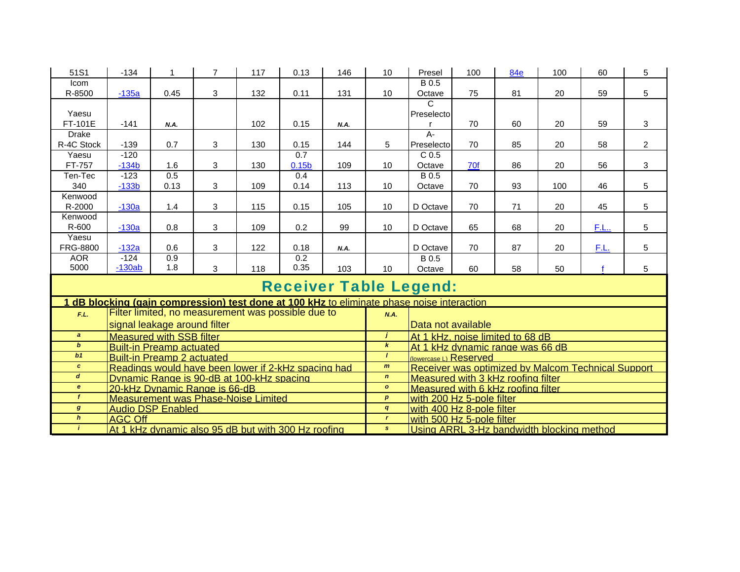| | | | | | | | | | | | | | |
|---|---|---|---|---|---|---|---|---|---|---|---|---|---|
| 51S1 | -134 | 1 | 7 | 117 | 0.13 | 146 | 10 | Presel | 100 | 84e | 100 | 60 | 5 |
| Icom R-8500 | -135a | 0.45 | 3 | 132 | 0.11 | 131 | 10 | B 0.5 Octave | 75 | 81 | 20 | 59 | 5 |
| Yaesu FT-101E | -141 | *N.A.* | | 102 | 0.15 | *N.A.* | | C Preselector | 70 | 60 | 20 | 59 | 3 |
| Drake R-4C Stock | -139 | 0.7 | 3 | 130 | 0.15 | 144 | 5 | A-Preselector | 70 | 85 | 20 | 58 | 2 |
| Yaesu FT-757 | -120 -134b | 1.6 | 3 | 130 | 0.7 0.15b | 109 | 10 | C 0.5 Octave | 70f | 86 | 20 | 56 | 3 |
| Ten-Tec 340 | -123 -133b | 0.5 0.13 | 3 | 109 | 0.4 0.14 | 113 | 10 | B 0.5 Octave | 70 | 93 | 100 | 46 | 5 |
| Kenwood R-2000 | -130a | 1.4 | 3 | 115 | 0.15 | 105 | 10 | D Octave | 70 | 71 | 20 | 45 | 5 |
| Kenwood R-600 | -130a | 0.8 | 3 | 109 | 0.2 | 99 | 10 | D Octave | 65 | 68 | 20 | F.L.. | 5 |
| Yaesu FRG-8800 | -132a | 0.6 | 3 | 122 | 0.18 | *N.A.* | | D Octave | 70 | 87 | 20 | F.L. | 5 |
| AOR 5000 | -124 -130ab | 0.9 1.8 | 3 | 118 | 0.2 0.35 | 103 | 10 | B 0.5 Octave | 60 | 58 | 50 | f | 5 |

## Receiver Table Legend:

**1 dB blocking (gain compression) test done at 100 kHz** to eliminate phase noise interaction

| | | | |
|---|---|---|---|
| *F.L.* | Filter limited, no measurement was possible due to signal leakage around filter | *N.A.* | Data not available |
| *a* | Measured with SSB filter | *j* | At 1 kHz, noise limited to 68 dB |
| *b* | Built-in Preamp actuated | *k* | At 1 kHz dynamic range was 66 dB |
| *b1* | Built-in Preamp 2 actuated | *l* | (lowercase L) Reserved |
| *c* | Readings would have been lower if 2-kHz spacing had | *m* | Receiver was optimized by Malcom Technical Support |
| *d* | Dynamic Range is 90-dB at 100-kHz spacing | *n* | Measured with 3 kHz roofing filter |
| *e* | 20-kHz Dynamic Range is 66-dB | *o* | Measured with 6 kHz roofing filter |
| *f* | Measurement was Phase-Noise Limited | *p* | with 200 Hz 5-pole filter |
| *g* | Audio DSP Enabled | *q* | with 400 Hz 8-pole filter |
| *h* | AGC Off | *r* | with 500 Hz 5-pole filter |
| *i* | At 1 kHz dynamic also 95 dB but with 300 Hz roofing | *s* | Using ARRL 3-Hz bandwidth blocking method |